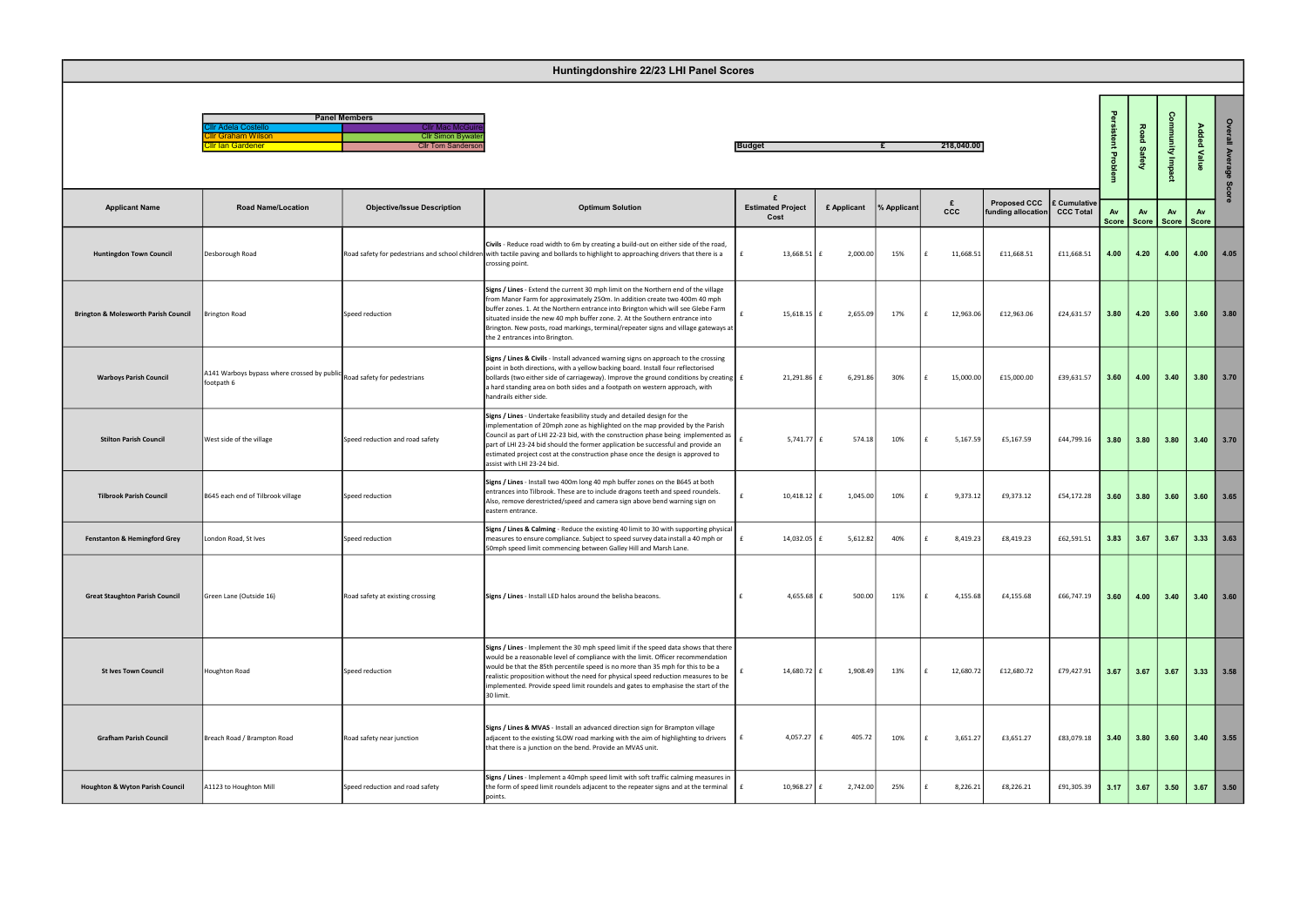# Huntingdonshire 22/23 LHI Panel Scores

| Panel Members | |
|---|---|
| Cllr Adela Costello | Cllr Mac McGuire |
| Cllr Graham Wilson | Cllr Simon Bywater |
| Cllr Ian Gardener | Cllr Tom Sanderson |

**Budget** £ 218,040.00

| Applicant Name | Road Name/Location | Objective/Issue Description | Optimum Solution | £ Estimated Project Cost | £ Applicant | % Applicant | £ CCC | Proposed CCC funding allocation | £ Cumulative CCC Total | Persistent Problem Av Score | Road Safety Av Score | Community Impact Av Score | Added Value Av Score | Overall Average Score |
|---|---|---|---|---|---|---|---|---|---|---|---|---|---|---|
| Huntingdon Town Council | Desborough Road | Road safety for pedestrians and school children | **Civils** - Reduce road width to 6m by creating a build-out on either side of the road, with tactile paving and bollards to highlight to approaching drivers that there is a crossing point. | £ 13,668.51 | £ 2,000.00 | 15% | £ 11,668.51 | £11,668.51 | £11,668.51 | 4.00 | 4.20 | 4.00 | 4.00 | 4.05 |
| Brington & Molesworth Parish Council | Brington Road | Speed reduction | **Signs / Lines** - Extend the current 30 mph limit on the Northern end of the village from Manor Farm for approximately 250m. In addition create two 400m 40 mph buffer zones. 1. At the Northern entrance into Brington which will see Glebe Farm situated inside the new 40 mph buffer zone. 2. At the Southern entrance into Brington. New posts, road markings, terminal/repeater signs and village gateways at the 2 entrances into Brington. | £ 15,618.15 | £ 2,655.09 | 17% | £ 12,963.06 | £12,963.06 | £24,631.57 | 3.80 | 4.20 | 3.60 | 3.60 | 3.80 |
| Warboys Parish Council | A141 Warboys bypass where crossed by public footpath 6 | Road safety for pedestrians | **Signs / Lines & Civils** - Install advanced warning signs on approach to the crossing point in both directions, with a yellow backing board. Install four reflectorised bollards (two either side of carriageway). Improve the ground conditions by creating a hard standing area on both sides and a footpath on western approach, with handrails either side. | £ 21,291.86 | £ 6,291.86 | 30% | £ 15,000.00 | £15,000.00 | £39,631.57 | 3.60 | 4.00 | 3.40 | 3.80 | 3.70 |
| Stilton Parish Council | West side of the village | Speed reduction and road safety | **Signs / Lines** - Undertake feasibility study and detailed design for the implementation of 20mph zone as highlighted on the map provided by the Parish Council as part of LHI 22-23 bid, with the construction phase being implemented as part of LHI 23-24 bid should the former application be successful and provide an estimated project cost at the construction phase once the design is approved to assist with LHI 23-24 bid. | £ 5,741.77 | £ 574.18 | 10% | £ 5,167.59 | £5,167.59 | £44,799.16 | 3.80 | 3.80 | 3.80 | 3.40 | 3.70 |
| Tilbrook Parish Council | B645 each end of Tilbrook village | Speed reduction | **Signs / Lines** - Install two 400m long 40 mph buffer zones on the B645 at both entrances into Tilbrook. These are to include dragons teeth and speed roundels. Also, remove derestricted/speed and camera sign above bend warning sign on eastern entrance. | £ 10,418.12 | £ 1,045.00 | 10% | £ 9,373.12 | £9,373.12 | £54,172.28 | 3.60 | 3.80 | 3.60 | 3.60 | 3.65 |
| Fenstanton & Hemingford Grey | London Road, St Ives | Speed reduction | **Signs / Lines & Calming** - Reduce the existing 40 limit to 30 with supporting physical measures to ensure compliance. Subject to speed survey data install a 40 mph or 50mph speed limit commencing between Galley Hill and Marsh Lane. | £ 14,032.05 | £ 5,612.82 | 40% | £ 8,419.23 | £8,419.23 | £62,591.51 | 3.83 | 3.67 | 3.67 | 3.33 | 3.63 |
| Great Staughton Parish Council | Green Lane (Outside 16) | Road safety at existing crossing | **Signs / Lines** - Install LED halos around the belisha beacons. | £ 4,655.68 | £ 500.00 | 11% | £ 4,155.68 | £4,155.68 | £66,747.19 | 3.60 | 4.00 | 3.40 | 3.40 | 3.60 |
| St Ives Town Council | Houghton Road | Speed reduction | **Signs / Lines** - Implement the 30 mph speed limit if the speed data shows that there would be a reasonable level of compliance with the limit. Officer recommendation would be that the 85th percentile speed is no more than 35 mph for this to be a realistic proposition without the need for physical speed reduction measures to be implemented. Provide speed limit roundels and gates to emphasise the start of the 30 limit. | £ 14,680.72 | £ 1,908.49 | 13% | £ 12,680.72 | £12,680.72 | £79,427.91 | 3.67 | 3.67 | 3.67 | 3.33 | 3.58 |
| Grafham Parish Council | Breach Road / Brampton Road | Road safety near junction | **Signs / Lines & MVAS** - Install an advanced direction sign for Brampton village adjacent to the existing SLOW road marking with the aim of highlighting to drivers that there is a junction on the bend. Provide an MVAS unit. | £ 4,057.27 | £ 405.72 | 10% | £ 3,651.27 | £3,651.27 | £83,079.18 | 3.40 | 3.80 | 3.60 | 3.40 | 3.55 |
| Houghton & Wyton Parish Council | A1123 to Houghton Mill | Speed reduction and road safety | **Signs / Lines** - Implement a 40mph speed limit with soft traffic calming measures in the form of speed limit roundels adjacent to the repeater signs and at the terminal points. | £ 10,968.27 | £ 2,742.00 | 25% | £ 8,226.21 | £8,226.21 | £91,305.39 | 3.17 | 3.67 | 3.50 | 3.67 | 3.50 |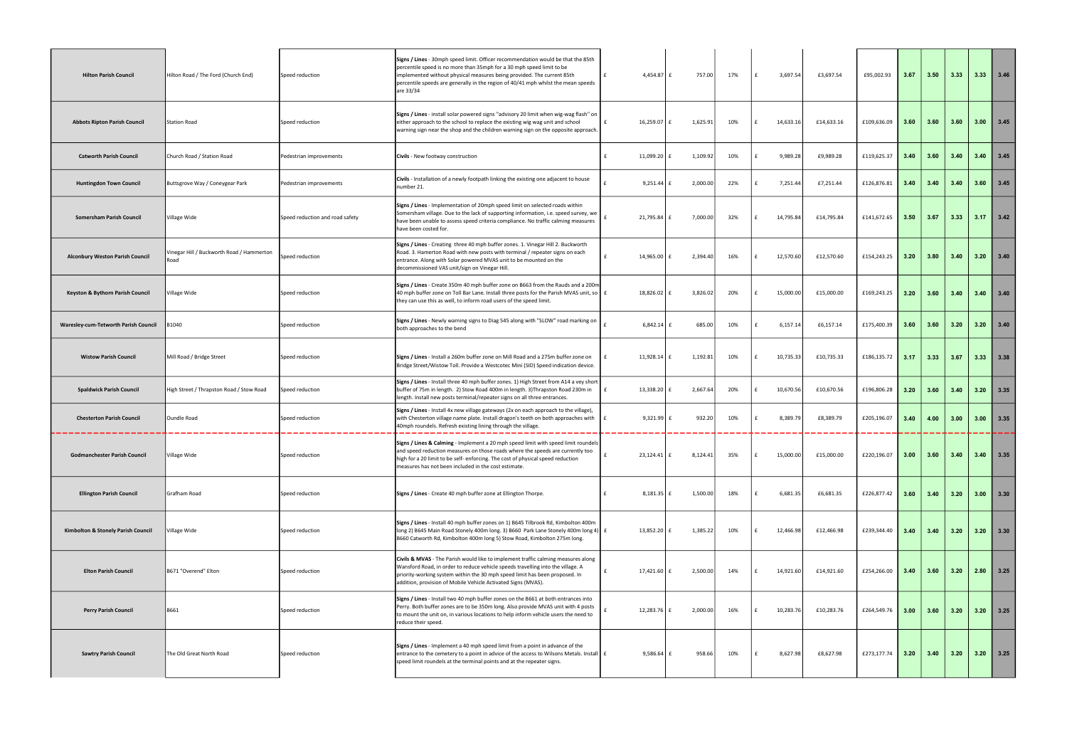| | | | | | | | | | | | | | | |
|---|---|---|---|---|---|---|---|---|---|---|---|---|---|---|
| **Hilton Parish Council** | Hilton Road / The Ford (Church End) | Speed reduction | **Signs / Lines** - 30mph speed limit. Officer recommendation would be that the 85th percentile speed is no more than 35mph for a 30 mph speed limit to be implemented without physical measures being provided. The current 85th percentile speeds are generally in the region of 40/41 mph whilst the mean speeds are 33/34 | £ 4,454.87 | £ 757.00 | 17% | £ 3,697.54 | £3,697.54 | £95,002.93 | 3.67 | 3.50 | 3.33 | 3.33 | 3.46 |
| **Abbots Ripton Parish Council** | Station Road | Speed reduction | **Signs / Lines** - install solar powered signs "advisory 20 limit when wig-wag flash" on either approach to the school to replace the existing wig wag unit and school warning sign near the shop and the children warning sign on the opposite approach. | £ 16,259.07 | £ 1,625.91 | 10% | £ 14,633.16 | £14,633.16 | £109,636.09 | 3.60 | 3.60 | 3.60 | 3.00 | 3.45 |
| **Catworth Parish Council** | Church Road / Station Road | Pedestrian improvements | **Civils** - New footway construction | £ 11,099.20 | £ 1,109.92 | 10% | £ 9,989.28 | £9,989.28 | £119,625.37 | 3.40 | 3.60 | 3.40 | 3.40 | 3.45 |
| **Huntingdon Town Council** | Buttsgrove Way / Coneygear Park | Pedestrian improvements | **Civils** - Installation of a newly footpath linking the existing one adjacent to house number 21. | £ 9,251.44 | £ 2,000.00 | 22% | £ 7,251.44 | £7,251.44 | £126,876.81 | 3.40 | 3.40 | 3.40 | 3.60 | 3.45 |
| **Somersham Parish Council** | Village Wide | Speed reduction and road safety | **Signs / Lines** - Implementation of 20mph speed limit on selected roads within Somersham village. Due to the lack of supporting information, i.e. speed survey, we have been unable to assess speed criteria compliance. No traffic calming measures have been costed for. | £ 21,795.84 | £ 7,000.00 | 32% | £ 14,795.84 | £14,795.84 | £141,672.65 | 3.50 | 3.67 | 3.33 | 3.17 | 3.42 |
| **Alconbury Weston Parish Council** | Vinegar Hill / Buckworth Road / Hammerton Road | Speed reduction | **Signs / Lines** - Creating three 40 mph buffer zones. 1. Vinegar Hill 2. Buckworth Road. 3. Hamerton Road with new posts with terminal / repeater signs on each entrance. Along with Solar powered MVAS unit to be mounted on the decommissioned VAS unit/sign on Vinegar Hill. | £ 14,965.00 | £ 2,394.40 | 16% | £ 12,570.60 | £12,570.60 | £154,243.25 | 3.20 | 3.80 | 3.40 | 3.20 | 3.40 |
| **Keyston & Bythorn Parish Council** | Village Wide | Speed reduction | **Signs / Lines** - Create 350m 40 mph buffer zone on B663 from the Rauds and a 200m 40 mph buffer zone on Toll Bar Lane. Install three posts for the Parish MVAS unit, so they can use this as well, to inform road users of the speed limit. | £ 18,826.02 | £ 3,826.02 | 20% | £ 15,000.00 | £15,000.00 | £169,243.25 | 3.20 | 3.60 | 3.40 | 3.40 | 3.40 |
| **Waresley-cum-Tetworth Parish Council** | B1040 | Speed reduction | **Signs / Lines** - Newly warning signs to Diag 545 along with "SLOW" road marking on both approaches to the bend | £ 6,842.14 | £ 685.00 | 10% | £ 6,157.14 | £6,157.14 | £175,400.39 | 3.60 | 3.60 | 3.20 | 3.20 | 3.40 |
| **Wistow Parish Council** | Mill Road / Bridge Street | Speed reduction | **Signs / Lines** - Install a 260m buffer zone on Mill Road and a 275m buffer zone on Bridge Street/Wistow Toll. Provide a Westcotec Mini (SID) Speed indication device. | £ 11,928.14 | £ 1,192.81 | 10% | £ 10,735.33 | £10,735.33 | £186,135.72 | 3.17 | 3.33 | 3.67 | 3.33 | 3.38 |
| **Spaldwick Parish Council** | High Street / Thrapston Road / Stow Road | Speed reduction | **Signs / Lines** - Install three 40 mph buffer zones. 1) High Street from A14 a vey short buffer of 75m in length. 2) Stow Road 400m in length. 3)Thrapston Road 230m in length. Install new posts terminal/repeater signs on all three entrances. | £ 13,338.20 | £ 2,667.64 | 20% | £ 10,670.56 | £10,670.56 | £196,806.28 | 3.20 | 3.60 | 3.40 | 3.20 | 3.35 |
| **Chesterton Parish Council** | Oundle Road | Speed reduction | **Signs / Lines** - Install 4x new village gateways (2x on each approach to the village), with Chesterton village name plate. Install dragon's teeth on both approaches with 40mph roundels. Refresh existing lining through the village. | £ 9,321.99 | £ 932.20 | 10% | £ 8,389.79 | £8,389.79 | £205,196.07 | 3.40 | 4.00 | 3.00 | 3.00 | 3.35 |
| **Godmanchester Parish Council** | Village Wide | Speed reduction | **Signs / Lines & Calming** - Implement a 20 mph speed limit with speed limit roundels and speed reduction measures on those roads where the speeds are currently too high for a 20 limit to be self- enforcing. The cost of physical speed reduction measures has not been included in the cost estimate. | £ 23,124.41 | £ 8,124.41 | 35% | £ 15,000.00 | £15,000.00 | £220,196.07 | 3.00 | 3.60 | 3.40 | 3.40 | 3.35 |
| **Ellington Parish Council** | Grafham Road | Speed reduction | **Signs / Lines** - Create 40 mph buffer zone at Ellington Thorpe. | £ 8,181.35 | £ 1,500.00 | 18% | £ 6,681.35 | £6,681.35 | £226,877.42 | 3.60 | 3.40 | 3.20 | 3.00 | 3.30 |
| **Kimbolton & Stonely Parish Council** | Village Wide | Speed reduction | **Signs / Lines** - Install 40 mph buffer zones on 1) B645 Tilbrook Rd, Kimbolton 400m long 2) B645 Main Road Stonely 400m long. 3) B660 Park Lane Stonely 400m long 4) B660 Catworth Rd, Kimbolton 400m long 5) Stow Road, Kimbolton 275m long. | £ 13,852.20 | £ 1,385.22 | 10% | £ 12,466.98 | £12,466.98 | £239,344.40 | 3.40 | 3.40 | 3.20 | 3.20 | 3.30 |
| **Elton Parish Council** | B671 "Overend" Elton | Speed reduction | **Civils & MVAS** - The Parish would like to implement traffic calming measures along Wansford Road, in order to reduce vehicle speeds travelling into the village. A priority-working system within the 30 mph speed limit has been proposed. In addition, provision of Mobile Vehicle Activated Signs (MVAS). | £ 17,421.60 | £ 2,500.00 | 14% | £ 14,921.60 | £14,921.60 | £254,266.00 | 3.40 | 3.60 | 3.20 | 2.80 | 3.25 |
| **Perry Parish Council** | B661 | Speed reduction | **Signs / Lines** - Install two 40 mph buffer zones on the B661 at both entrances into Perry. Both buffer zones are to be 350m long. Also provide MVAS unit with 4 posts to mount the unit on, in various locations to help inform vehicle users the need to reduce their speed. | £ 12,283.76 | £ 2,000.00 | 16% | £ 10,283.76 | £10,283.76 | £264,549.76 | 3.00 | 3.60 | 3.20 | 3.20 | 3.25 |
| **Sawtry Parish Council** | The Old Great North Road | Speed reduction | **Signs / Lines** - Implement a 40 mph speed limit from a point in advance of the entrance to the cemetery to a point in advice of the access to Wilsons Metals. Install speed limit roundels at the terminal points and at the repeater signs. | £ 9,586.64 | £ 958.66 | 10% | £ 8,627.98 | £8,627.98 | £273,177.74 | 3.20 | 3.40 | 3.20 | 3.20 | 3.25 |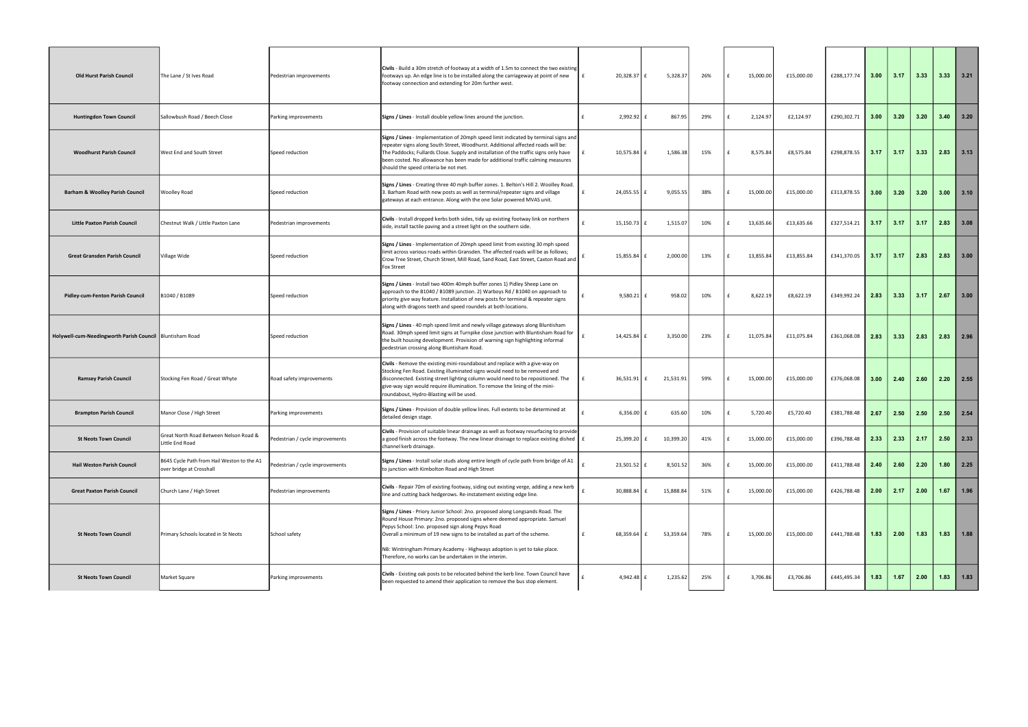| | | | | | | | | | | | | | | |
|---|---|---|---|---|---|---|---|---|---|---|---|---|---|---|
| **Old Hurst Parish Council** | The Lane / St Ives Road | Pedestrian improvements | **Civils** - Build a 30m stretch of footway at a width of 1.5m to connect the two existing footways up. An edge line is to be installed along the carriageway at point of new footway connection and extending for 20m further west. | £ 20,328.37 | £ 5,328.37 | 26% | £ 15,000.00 | £15,000.00 | £288,177.74 | 3.00 | 3.17 | 3.33 | 3.33 | 3.21 |
| **Huntingdon Town Council** | Sallowbush Road / Beech Close | Parking improvements | **Signs / Lines** - Install double yellow lines around the junction. | £ 2,992.92 | £ 867.95 | 29% | £ 2,124.97 | £2,124.97 | £290,302.71 | 3.00 | 3.20 | 3.20 | 3.40 | 3.20 |
| **Woodhurst Parish Council** | West End and South Street | Speed reduction | **Signs / Lines** - Implementation of 20mph speed limit indicated by terminal signs and repeater signs along South Street, Woodhurst. Additional affected roads will be: The Paddocks; Fullards Close. Supply and installation of the traffic signs only have been costed. No allowance has been made for additional traffic calming measures should the speed criteria be not met. | £ 10,575.84 | £ 1,586.38 | 15% | £ 8,575.84 | £8,575.84 | £298,878.55 | 3.17 | 3.17 | 3.33 | 2.83 | 3.13 |
| **Barham & Woolley Parish Council** | Woolley Road | Speed reduction | **Signs / Lines** - Creating three 40 mph buffer zones. 1. Belton's Hill 2. Woolley Road. 3. Barham Road with new posts as well as terminal/repeater signs and village gateways at each entrance. Along with the one Solar powered MVAS unit. | £ 24,055.55 | £ 9,055.55 | 38% | £ 15,000.00 | £15,000.00 | £313,878.55 | 3.00 | 3.20 | 3.20 | 3.00 | 3.10 |
| **Little Paxton Parish Council** | Chestnut Walk / Little Paxton Lane | Pedestrian improvements | **Civils** - Install dropped kerbs both sides, tidy up existing footway link on northern side, install tactile paving and a street light on the southern side. | £ 15,150.73 | £ 1,515.07 | 10% | £ 13,635.66 | £13,635.66 | £327,514.21 | 3.17 | 3.17 | 3.17 | 2.83 | 3.08 |
| **Great Gransden Parish Council** | Village Wide | Speed reduction | **Signs / Lines** - Implementation of 20mph speed limit from existing 30 mph speed limit across various roads within Gransden. The affected roads will be as follows; Crow Tree Street, Church Street, Mill Road, Sand Road, East Street, Caxton Road and Fox Street | £ 15,855.84 | £ 2,000.00 | 13% | £ 13,855.84 | £13,855.84 | £341,370.05 | 3.17 | 3.17 | 2.83 | 2.83 | 3.00 |
| **Pidley-cum-Fenton Parish Council** | B1040 / B1089 | Speed reduction | **Signs / Lines** - Install two 400m 40mph buffer zones 1) Pidley Sheep Lane on approach to the B1040 / B1089 junction. 2) Warboys Rd / B1040 on approach to priority give way feature. Installation of new posts for terminal & repeater signs along with dragons teeth and speed roundels at both locations. | £ 9,580.21 | £ 958.02 | 10% | £ 8,622.19 | £8,622.19 | £349,992.24 | 2.83 | 3.33 | 3.17 | 2.67 | 3.00 |
| **Holywell-cum-Needingworth Parish Council** | Bluntisham Road | Speed reduction | **Signs / Lines** - 40 mph speed limit and newly village gateways along Bluntisham Road. 30mph speed limit signs at Turnpike close junction with Bluntisham Road for the built housing development. Provision of warning sign highlighting informal pedestrian crossing along Bluntisham Road. | £ 14,425.84 | £ 3,350.00 | 23% | £ 11,075.84 | £11,075.84 | £361,068.08 | 2.83 | 3.33 | 2.83 | 2.83 | 2.96 |
| **Ramsey Parish Council** | Stocking Fen Road / Great Whyte | Road safety improvements | **Civils** - Remove the existing mini-roundabout and replace with a give-way on Stocking Fen Road. Existing illuminated signs would need to be removed and disconnected. Existing street lighting column would need to be repositioned. The give-way sign would require illumination. To remove the lining of the mini-roundabout, Hydro-Blasting will be used. | £ 36,531.91 | £ 21,531.91 | 59% | £ 15,000.00 | £15,000.00 | £376,068.08 | 3.00 | 2.40 | 2.60 | 2.20 | 2.55 |
| **Brampton Parish Council** | Manor Close / High Street | Parking improvements | **Signs / Lines** - Provision of double yellow lines. Full extents to be determined at detailed design stage. | £ 6,356.00 | £ 635.60 | 10% | £ 5,720.40 | £5,720.40 | £381,788.48 | 2.67 | 2.50 | 2.50 | 2.50 | 2.54 |
| **St Neots Town Council** | Great North Road Between Nelson Road & Little End Road | Pedestrian / cycle improvements | **Civils** - Provision of suitable linear drainage as well as footway resurfacing to provide a good finish across the footway. The new linear drainage to replace existing dished channel kerb drainage. | £ 25,399.20 | £ 10,399.20 | 41% | £ 15,000.00 | £15,000.00 | £396,788.48 | 2.33 | 2.33 | 2.17 | 2.50 | 2.33 |
| **Hail Weston Parish Council** | B645 Cycle Path from Hail Weston to the A1 over bridge at Crosshall | Pedestrian / cycle improvements | **Signs / Lines** - Install solar studs along entire length of cycle path from bridge of A1 to junction with Kimbolton Road and High Street | £ 23,501.52 | £ 8,501.52 | 36% | £ 15,000.00 | £15,000.00 | £411,788.48 | 2.40 | 2.60 | 2.20 | 1.80 | 2.25 |
| **Great Paxton Parish Council** | Church Lane / High Street | Pedestrian improvements | **Civils** - Repair 70m of existing footway, siding out existing verge, adding a new kerb line and cutting back hedgerows. Re-instatement existing edge line. | £ 30,888.84 | £ 15,888.84 | 51% | £ 15,000.00 | £15,000.00 | £426,788.48 | 2.00 | 2.17 | 2.00 | 1.67 | 1.96 |
| **St Neots Town Council** | Primary Schools located in St Neots | School safety | **Signs / Lines** - Priory Junior School: 2no. proposed along Longsands Road. The Round House Primary: 2no. proposed signs where deemed appropriate. Samuel Pepys School: 1no. proposed sign along Pepys Road<br>Overall a minimum of 19 new signs to be installed as part of the scheme.<br><br>NB: Wintringham Primary Academy - Highways adoption is yet to take place. Therefore, no works can be undertaken in the interim. | £ 68,359.64 | £ 53,359.64 | 78% | £ 15,000.00 | £15,000.00 | £441,788.48 | 1.83 | 2.00 | 1.83 | 1.83 | 1.88 |
| **St Neots Town Council** | Market Square | Parking improvements | **Civils** - Existing oak posts to be relocated behind the kerb line. Town Council have been requested to amend their application to remove the bus stop element. | £ 4,942.48 | £ 1,235.62 | 25% | £ 3,706.86 | £3,706.86 | £445,495.34 | 1.83 | 1.67 | 2.00 | 1.83 | 1.83 |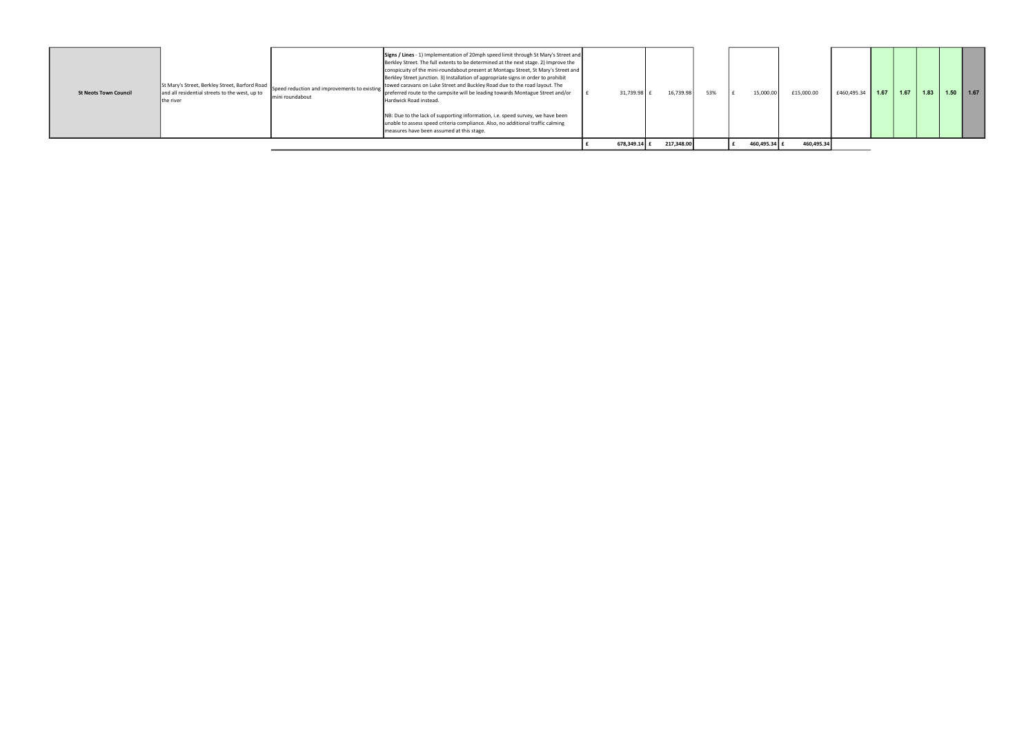| | | | | | | | | | | | | | | | |
|---|---|---|---|---|---|---|---|---|---|---|---|---|---|---|---|
| **St Neots Town Council** | St Mary's Street, Berkley Street, Barford Road and all residential streets to the west, up to the river | Speed reduction and improvements to existing mini roundabout | **Signs / Lines** - 1) Implementation of 20mph speed limit through St Mary's Street and Berkley Street. The full extents to be determined at the next stage. 2) Improve the conspicuity of the mini-roundabout present at Montagu Street, St Mary's Street and Berkley Street junction. 3) Installation of appropriate signs in order to prohibit towed caravans on Luke Street and Buckley Road due to the road layout. The preferred route to the campsite will be leading towards Montague Street and/or Hardwick Road instead.<br><br>NB: Due to the lack of supporting information, i.e. speed survey, we have been unable to assess speed criteria compliance. Also, no additional traffic calming measures have been assumed at this stage. | £ 31,739.98 | £ 16,739.98 | 53% | £ 15,000.00 | £15,000.00 | £460,495.34 | **1.67** | **1.67** | **1.83** | **1.50** | **1.67** |
| | | | | **£ 678,349.14** | **£ 217,348.00** | | **£ 460,495.34** | **£ 460,495.34** | | | | | | |